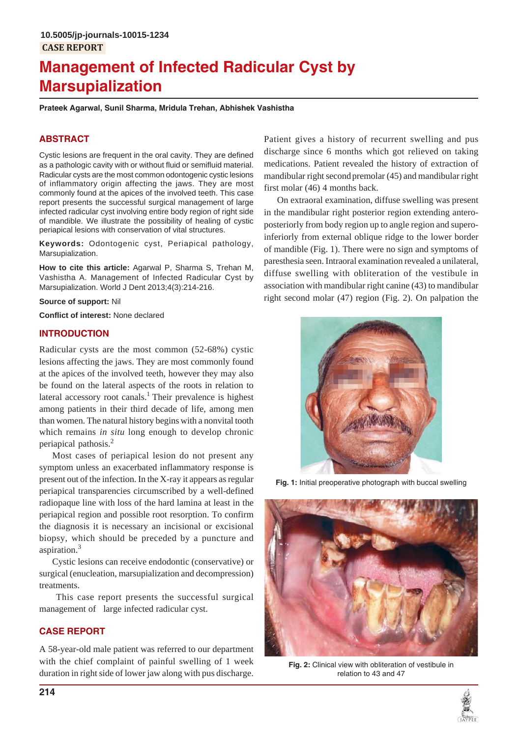10.5005/jp-journals-10015-1234

CASE REPORT

# Management of Infected Radicular Cyst by Marsupialization

**Prateek Agarwal, Sunil Sharma, Mridula Trehan, Abhishek Vashistha**

## ABSTRACT

Cystic lesions are frequent in the oral cavity. They are defined as a pathologic cavity with or without fluid or semifluid material. Radicular cysts are the most common odontogenic cystic lesions of inflammatory origin affecting the jaws. They are most commonly found at the apices of the involved teeth. This case report presents the successful surgical management of large infected radicular cyst involving entire body region of right side of mandible. We illustrate the possibility of healing of cystic periapical lesions with conservation of vital structures.

**Keywords:** Odontogenic cyst, Periapical pathology, Marsupialization.

**How to cite this article:** Agarwal P, Sharma S, Trehan M, Vashistha A. Management of Infected Radicular Cyst by Marsupialization. World J Dent 2013;4(3):214-216.

**Source of support:** Nil

**Conflict of interest:** None declared

## INTRODUCTION

Radicular cysts are the most common (52-68%) cystic lesions affecting the jaws. They are most commonly found at the apices of the involved teeth, however they may also be found on the lateral aspects of the roots in relation to lateral accessory root canals.[1] Their prevalence is highest among patients in their third decade of life, among men than women. The natural history begins with a nonvital tooth which remains *in situ* long enough to develop chronic periapical pathosis.[2]

Most cases of periapical lesion do not present any symptom unless an exacerbated inflammatory response is present out of the infection. In the X-ray it appears as regular periapical transparencies circumscribed by a well-defined radiopaque line with loss of the hard lamina at least in the periapical region and possible root resorption. To confirm the diagnosis it is necessary an incisional or excisional biopsy, which should be preceded by a puncture and aspiration.[3]

Cystic lesions can receive endodontic (conservative) or surgical (enucleation, marsupialization and decompression) treatments.

This case report presents the successful surgical management of large infected radicular cyst.

## CASE REPORT

A 58-year-old male patient was referred to our department with the chief complaint of painful swelling of 1 week duration in right side of lower jaw along with pus discharge. Patient gives a history of recurrent swelling and pus discharge since 6 months which got relieved on taking medications. Patient revealed the history of extraction of mandibular right second premolar (45) and mandibular right first molar (46) 4 months back.

On extraoral examination, diffuse swelling was present in the mandibular right posterior region extending anteroposteriorly from body region up to angle region and superoinferiorly from external oblique ridge to the lower border of mandible (Fig. 1). There were no sign and symptoms of paresthesia seen. Intraoral examination revealed a unilateral, diffuse swelling with obliteration of the vestibule in association with mandibular right canine (43) to mandibular right second molar (47) region (Fig. 2). On palpation the

**Fig. 1:** Initial preoperative photograph with buccal swelling

**Fig. 2:** Clinical view with obliteration of vestibule in relation to 43 and 47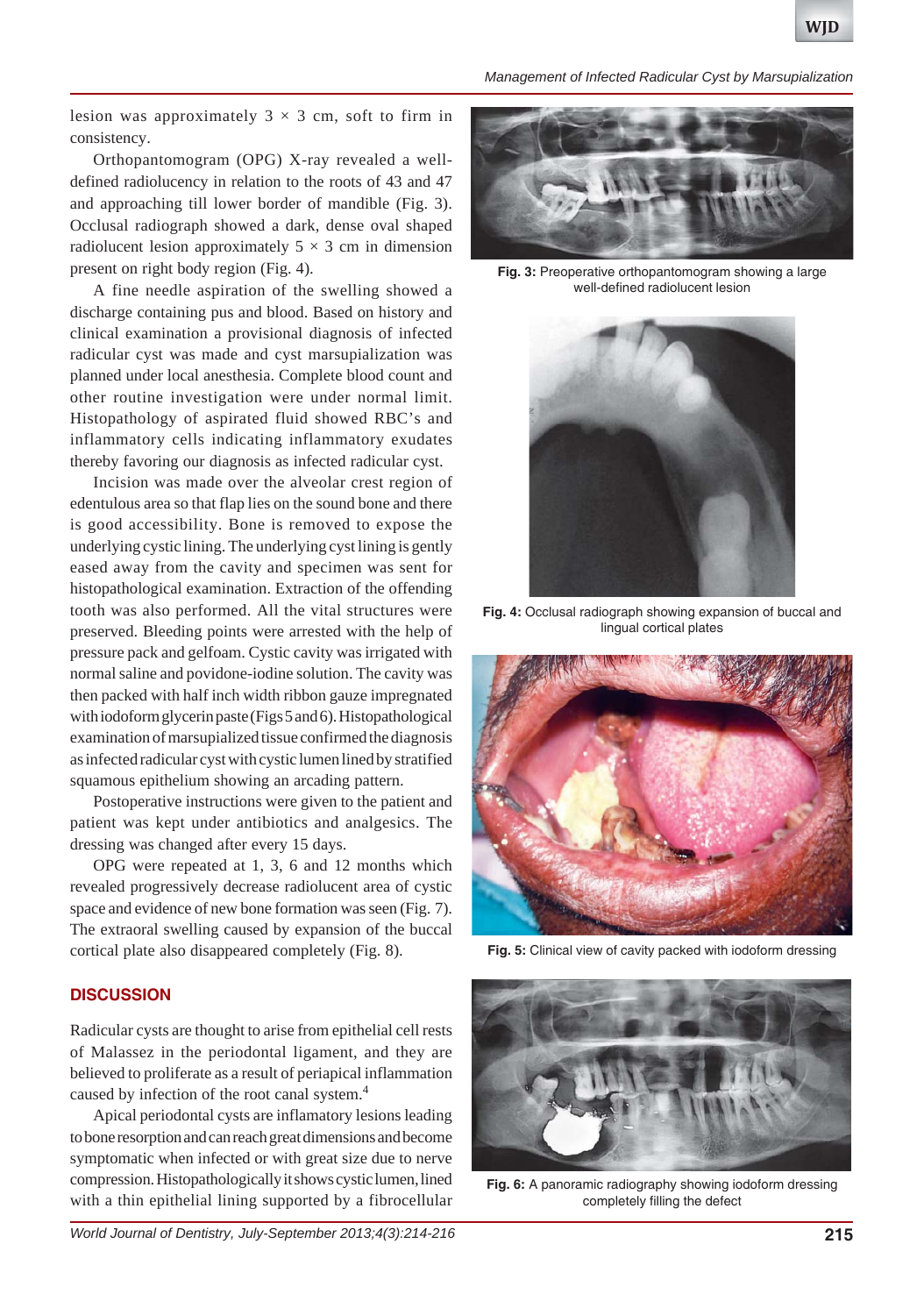lesion was approximately 3 × 3 cm, soft to firm in consistency.

Orthopantomogram (OPG) X-ray revealed a well-defined radiolucency in relation to the roots of 43 and 47 and approaching till lower border of mandible (Fig. 3). Occlusal radiograph showed a dark, dense oval shaped radiolucent lesion approximately 5 × 3 cm in dimension present on right body region (Fig. 4).

A fine needle aspiration of the swelling showed a discharge containing pus and blood. Based on history and clinical examination a provisional diagnosis of infected radicular cyst was made and cyst marsupialization was planned under local anesthesia. Complete blood count and other routine investigation were under normal limit. Histopathology of aspirated fluid showed RBC's and inflammatory cells indicating inflammatory exudates thereby favoring our diagnosis as infected radicular cyst.

Incision was made over the alveolar crest region of edentulous area so that flap lies on the sound bone and there is good accessibility. Bone is removed to expose the underlying cystic lining. The underlying cyst lining is gently eased away from the cavity and specimen was sent for histopathological examination. Extraction of the offending tooth was also performed. All the vital structures were preserved. Bleeding points were arrested with the help of pressure pack and gelfoam. Cystic cavity was irrigated with normal saline and povidone-iodine solution. The cavity was then packed with half inch width ribbon gauze impregnated with iodoform glycerin paste (Figs 5 and 6). Histopathological examination of marsupialized tissue confirmed the diagnosis as infected radicular cyst with cystic lumen lined by stratified squamous epithelium showing an arcading pattern.

Postoperative instructions were given to the patient and patient was kept under antibiotics and analgesics. The dressing was changed after every 15 days.

OPG were repeated at 1, 3, 6 and 12 months which revealed progressively decrease radiolucent area of cystic space and evidence of new bone formation was seen (Fig. 7). The extraoral swelling caused by expansion of the buccal cortical plate also disappeared completely (Fig. 8).

**Fig. 3:** Preoperative orthopantomogram showing a large well-defined radiolucent lesion

**Fig. 4:** Occlusal radiograph showing expansion of buccal and lingual cortical plates

**Fig. 5:** Clinical view of cavity packed with iodoform dressing

**Fig. 6:** A panoramic radiography showing iodoform dressing completely filling the defect

## DISCUSSION

Radicular cysts are thought to arise from epithelial cell rests of Malassez in the periodontal ligament, and they are believed to proliferate as a result of periapical inflammation caused by infection of the root canal system.[4]

Apical periodontal cysts are inflamatory lesions leading to bone resorption and can reach great dimensions and become symptomatic when infected or with great size due to nerve compression. Histopathologically it shows cystic lumen, lined with a thin epithelial lining supported by a fibrocellular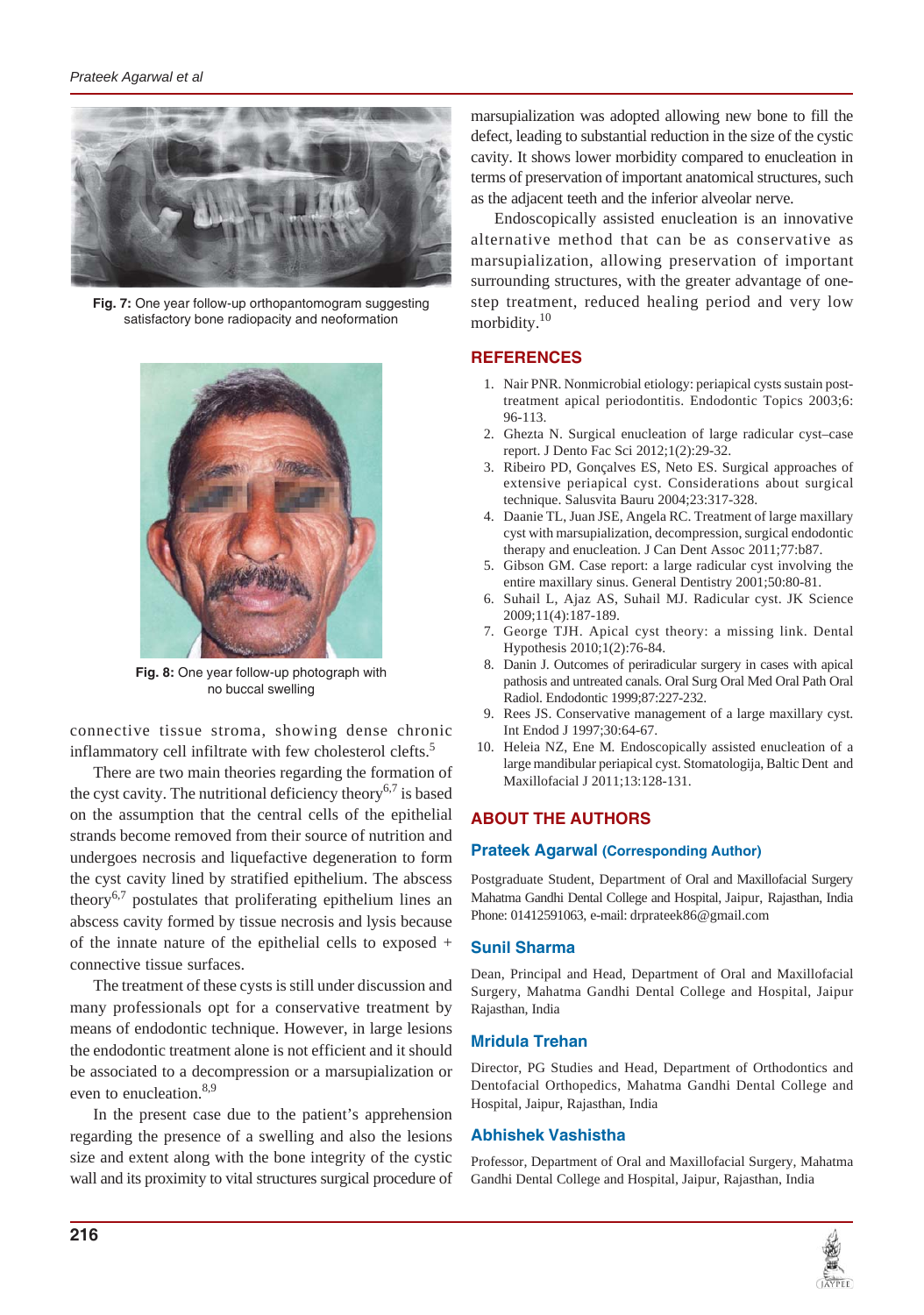Fig. 7: One year follow-up orthopantomogram suggesting satisfactory bone radiopacity and neoformation

Fig. 8: One year follow-up photograph with no buccal swelling

connective tissue stroma, showing dense chronic inflammatory cell infiltrate with few cholesterol clefts.[5]

There are two main theories regarding the formation of the cyst cavity. The nutritional deficiency theory[6,7] is based on the assumption that the central cells of the epithelial strands become removed from their source of nutrition and undergoes necrosis and liquefactive degeneration to form the cyst cavity lined by stratified epithelium. The abscess theory[6,7] postulates that proliferating epithelium lines an abscess cavity formed by tissue necrosis and lysis because of the innate nature of the epithelial cells to exposed + connective tissue surfaces.

The treatment of these cysts is still under discussion and many professionals opt for a conservative treatment by means of endodontic technique. However, in large lesions the endodontic treatment alone is not efficient and it should be associated to a decompression or a marsupialization or even to enucleation.[8,9]

In the present case due to the patient's apprehension regarding the presence of a swelling and also the lesions size and extent along with the bone integrity of the cystic wall and its proximity to vital structures surgical procedure of marsupialization was adopted allowing new bone to fill the defect, leading to substantial reduction in the size of the cystic cavity. It shows lower morbidity compared to enucleation in terms of preservation of important anatomical structures, such as the adjacent teeth and the inferior alveolar nerve.

Endoscopically assisted enucleation is an innovative alternative method that can be as conservative as marsupialization, allowing preservation of important surrounding structures, with the greater advantage of one-step treatment, reduced healing period and very low morbidity.[10]

## REFERENCES

1. Nair PNR. Nonmicrobial etiology: periapical cysts sustain post-treatment apical periodontitis. Endodontic Topics 2003;6: 96-113.
2. Ghezta N. Surgical enucleation of large radicular cyst–case report. J Dento Fac Sci 2012;1(2):29-32.
3. Ribeiro PD, Gonçalves ES, Neto ES. Surgical approaches of extensive periapical cyst. Considerations about surgical technique. Salusvita Bauru 2004;23:317-328.
4. Daanie TL, Juan JSE, Angela RC. Treatment of large maxillary cyst with marsupialization, decompression, surgical endodontic therapy and enucleation. J Can Dent Assoc 2011;77:b87.
5. Gibson GM. Case report: a large radicular cyst involving the entire maxillary sinus. General Dentistry 2001;50:80-81.
6. Suhail L, Ajaz AS, Suhail MJ. Radicular cyst. JK Science 2009;11(4):187-189.
7. George TJH. Apical cyst theory: a missing link. Dental Hypothesis 2010;1(2):76-84.
8. Danin J. Outcomes of periradicular surgery in cases with apical pathosis and untreated canals. Oral Surg Oral Med Oral Path Oral Radiol. Endodontic 1999;87:227-232.
9. Rees JS. Conservative management of a large maxillary cyst. Int Endod J 1997;30:64-67.
10. Heleia NZ, Ene M. Endoscopically assisted enucleation of a large mandibular periapical cyst. Stomatologija, Baltic Dent and Maxillofacial J 2011;13:128-131.

## ABOUT THE AUTHORS

### Prateek Agarwal (Corresponding Author)

Postgraduate Student, Department of Oral and Maxillofacial Surgery Mahatma Gandhi Dental College and Hospital, Jaipur, Rajasthan, India Phone: 01412591063, e-mail: drprateek86@gmail.com

### Sunil Sharma

Dean, Principal and Head, Department of Oral and Maxillofacial Surgery, Mahatma Gandhi Dental College and Hospital, Jaipur Rajasthan, India

### Mridula Trehan

Director, PG Studies and Head, Department of Orthodontics and Dentofacial Orthopedics, Mahatma Gandhi Dental College and Hospital, Jaipur, Rajasthan, India

### Abhishek Vashistha

Professor, Department of Oral and Maxillofacial Surgery, Mahatma Gandhi Dental College and Hospital, Jaipur, Rajasthan, India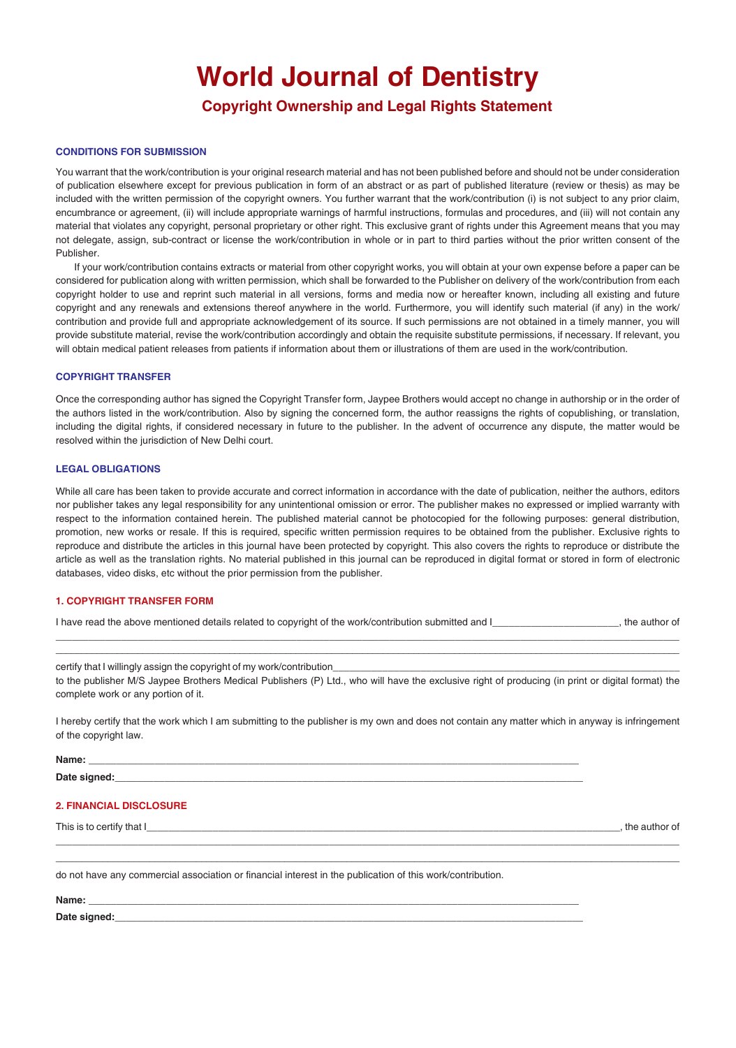# World Journal of Dentistry

## Copyright Ownership and Legal Rights Statement

### CONDITIONS FOR SUBMISSION

You warrant that the work/contribution is your original research material and has not been published before and should not be under consideration of publication elsewhere except for previous publication in form of an abstract or as part of published literature (review or thesis) as may be included with the written permission of the copyright owners. You further warrant that the work/contribution (i) is not subject to any prior claim, encumbrance or agreement, (ii) will include appropriate warnings of harmful instructions, formulas and procedures, and (iii) will not contain any material that violates any copyright, personal proprietary or other right. This exclusive grant of rights under this Agreement means that you may not delegate, assign, sub-contract or license the work/contribution in whole or in part to third parties without the prior written consent of the Publisher.

If your work/contribution contains extracts or material from other copyright works, you will obtain at your own expense before a paper can be considered for publication along with written permission, which shall be forwarded to the Publisher on delivery of the work/contribution from each copyright holder to use and reprint such material in all versions, forms and media now or hereafter known, including all existing and future copyright and any renewals and extensions thereof anywhere in the world. Furthermore, you will identify such material (if any) in the work/ contribution and provide full and appropriate acknowledgement of its source. If such permissions are not obtained in a timely manner, you will provide substitute material, revise the work/contribution accordingly and obtain the requisite substitute permissions, if necessary. If relevant, you will obtain medical patient releases from patients if information about them or illustrations of them are used in the work/contribution.

### COPYRIGHT TRANSFER

Once the corresponding author has signed the Copyright Transfer form, Jaypee Brothers would accept no change in authorship or in the order of the authors listed in the work/contribution. Also by signing the concerned form, the author reassigns the rights of copublishing, or translation, including the digital rights, if considered necessary in future to the publisher. In the advent of occurrence any dispute, the matter would be resolved within the jurisdiction of New Delhi court.

### LEGAL OBLIGATIONS

While all care has been taken to provide accurate and correct information in accordance with the date of publication, neither the authors, editors nor publisher takes any legal responsibility for any unintentional omission or error. The publisher makes no expressed or implied warranty with respect to the information contained herein. The published material cannot be photocopied for the following purposes: general distribution, promotion, new works or resale. If this is required, specific written permission requires to be obtained from the publisher. Exclusive rights to reproduce and distribute the articles in this journal have been protected by copyright. This also covers the rights to reproduce or distribute the article as well as the translation rights. No material published in this journal can be reproduced in digital format or stored in form of electronic databases, video disks, etc without the prior permission from the publisher.

### 1. COPYRIGHT TRANSFER FORM

I have read the above mentioned details related to copyright of the work/contribution submitted and I______________________, the author of

______________________________________________________________________________________________________

______________________________________________________________________________________________________

certify that I willingly assign the copyright of my work/contribution______________________________________________________

to the publisher M/S Jaypee Brothers Medical Publishers (P) Ltd., who will have the exclusive right of producing (in print or digital format) the complete work or any portion of it.

I hereby certify that the work which I am submitting to the publisher is my own and does not contain any matter which in anyway is infringement of the copyright law.

**Name:** ______________________________________________________________________________

**Date signed:**_________________________________________________________________________

### 2. FINANCIAL DISCLOSURE

This is to certify that I_____________________________________________________________________________, the author of

______________________________________________________________________________________________________

______________________________________________________________________________________________________

do not have any commercial association or financial interest in the publication of this work/contribution.

**Name:** ______________________________________________________________________________

**Date signed:**_________________________________________________________________________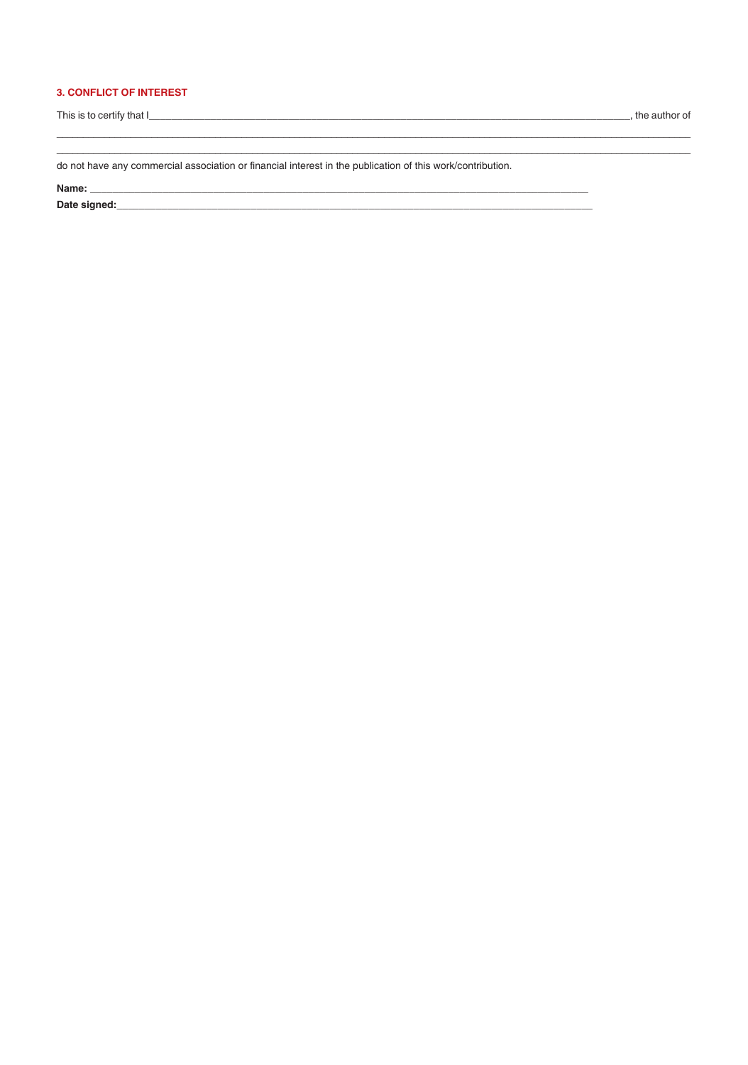### 3. CONFLICT OF INTEREST

This is to certify that I________________________________________________________________________________, the author of

______________________________________________________________________________________________________________

______________________________________________________________________________________________________________

do not have any commercial association or financial interest in the publication of this work/contribution.

**Name:** ________________________________________________________________________________

**Date signed:**________________________________________________________________________________